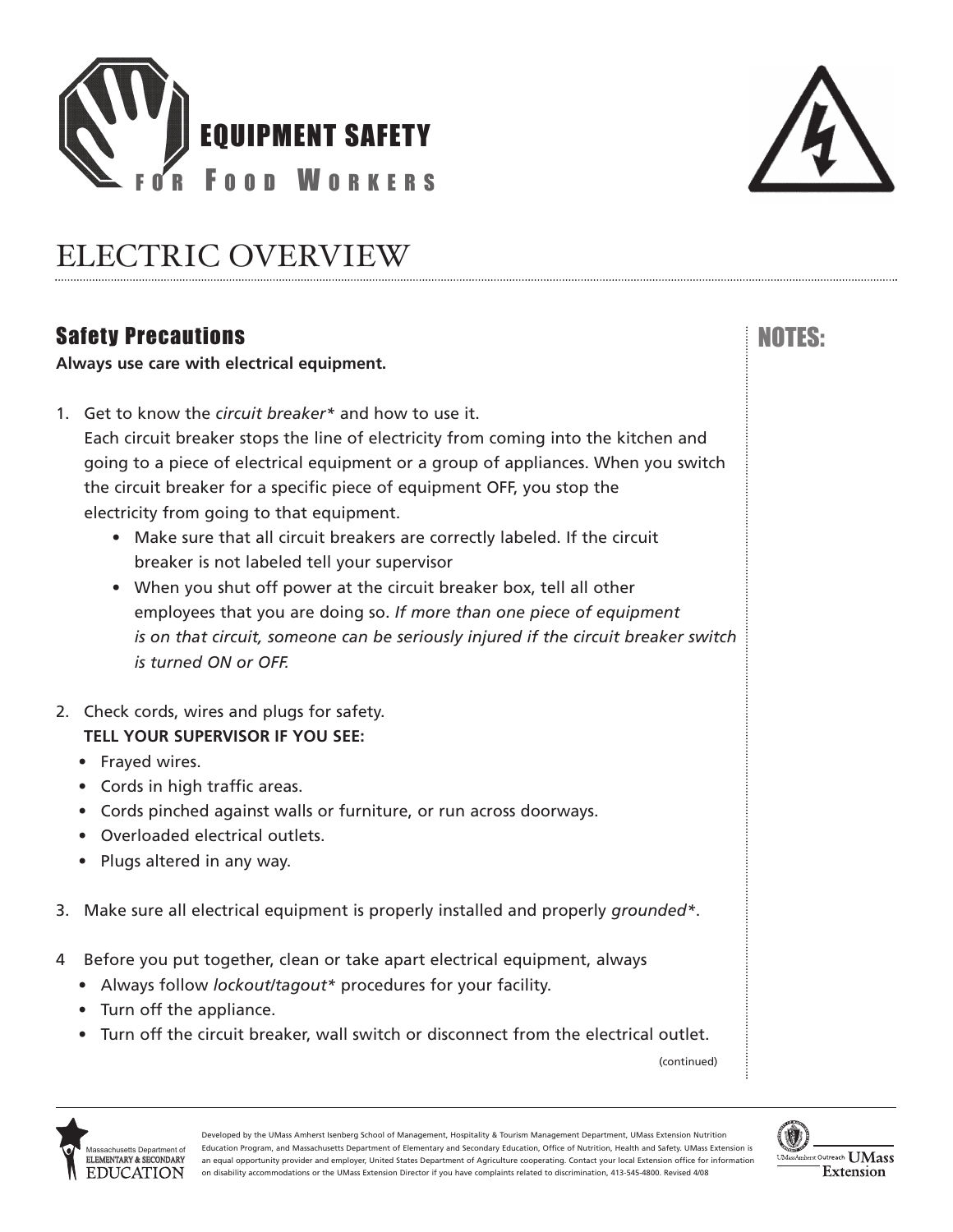# EQUIPMENT SAFETY FOR FOOD WORKERS

# ELECTRIC OVERVIEW

## Safety Precautions

**Always use care with electrical equipment.**

1. Get to know the *circuit breaker** and how to use it.
   Each circuit breaker stops the line of electricity from coming into the kitchen and going to a piece of electrical equipment or a group of appliances. When you switch the circuit breaker for a specific piece of equipment OFF, you stop the electricity from going to that equipment.
   - Make sure that all circuit breakers are correctly labeled. If the circuit breaker is not labeled tell your supervisor
   - When you shut off power at the circuit breaker box, tell all other employees that you are doing so. *If more than one piece of equipment is on that circuit, someone can be seriously injured if the circuit breaker switch is turned ON or OFF.*

2. Check cords, wires and plugs for safety.
   **TELL YOUR SUPERVISOR IF YOU SEE:**
   - Frayed wires.
   - Cords in high traffic areas.
   - Cords pinched against walls or furniture, or run across doorways.
   - Overloaded electrical outlets.
   - Plugs altered in any way.

3. Make sure all electrical equipment is properly installed and properly *grounded**.

4 Before you put together, clean or take apart electrical equipment, always
   - Always follow *lockout/tagout** procedures for your facility.
   - Turn off the appliance.
   - Turn off the circuit breaker, wall switch or disconnect from the electrical outlet.

(continued)

NOTES:

Developed by the UMass Amherst Isenberg School of Management, Hospitality & Tourism Management Department, UMass Extension Nutrition Education Program, and Massachusetts Department of Elementary and Secondary Education, Office of Nutrition, Health and Safety. UMass Extension is an equal opportunity provider and employer, United States Department of Agriculture cooperating. Contact your local Extension office for information on disability accommodations or the UMass Extension Director if you have complaints related to discrimination, 413-545-4800. Revised 4/08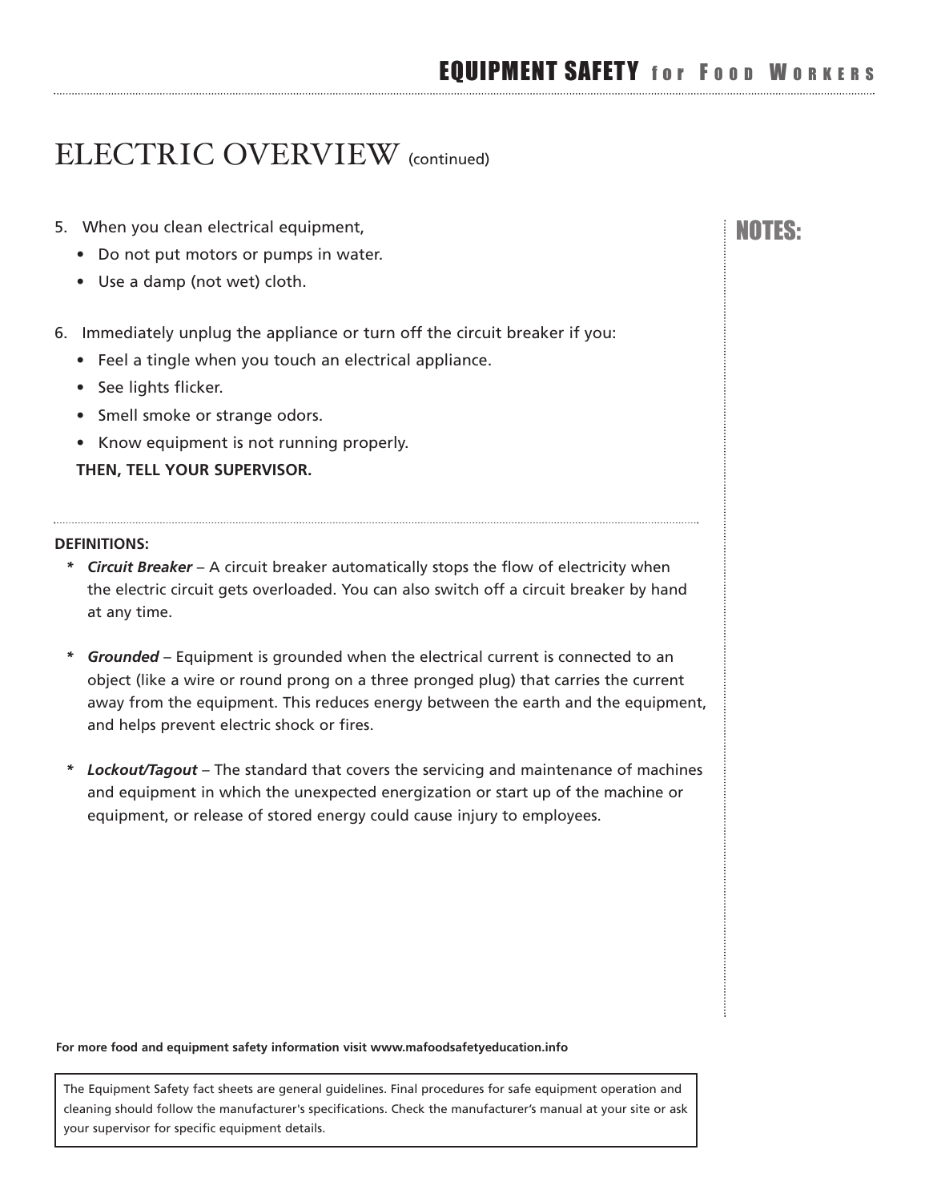# ELECTRIC OVERVIEW (continued)

5. When you clean electrical equipment,
   - Do not put motors or pumps in water.
   - Use a damp (not wet) cloth.

6. Immediately unplug the appliance or turn off the circuit breaker if you:
   - Feel a tingle when you touch an electrical appliance.
   - See lights flicker.
   - Smell smoke or strange odors.
   - Know equipment is not running properly.

   **THEN, TELL YOUR SUPERVISOR.**

**NOTES:**

**DEFINITIONS:**

* ***Circuit Breaker*** – A circuit breaker automatically stops the flow of electricity when the electric circuit gets overloaded. You can also switch off a circuit breaker by hand at any time.

* ***Grounded*** – Equipment is grounded when the electrical current is connected to an object (like a wire or round prong on a three pronged plug) that carries the current away from the equipment. This reduces energy between the earth and the equipment, and helps prevent electric shock or fires.

* ***Lockout/Tagout*** – The standard that covers the servicing and maintenance of machines and equipment in which the unexpected energization or start up of the machine or equipment, or release of stored energy could cause injury to employees.

**For more food and equipment safety information visit www.mafoodsafetyeducation.info**

The Equipment Safety fact sheets are general guidelines. Final procedures for safe equipment operation and cleaning should follow the manufacturer's specifications. Check the manufacturer's manual at your site or ask your supervisor for specific equipment details.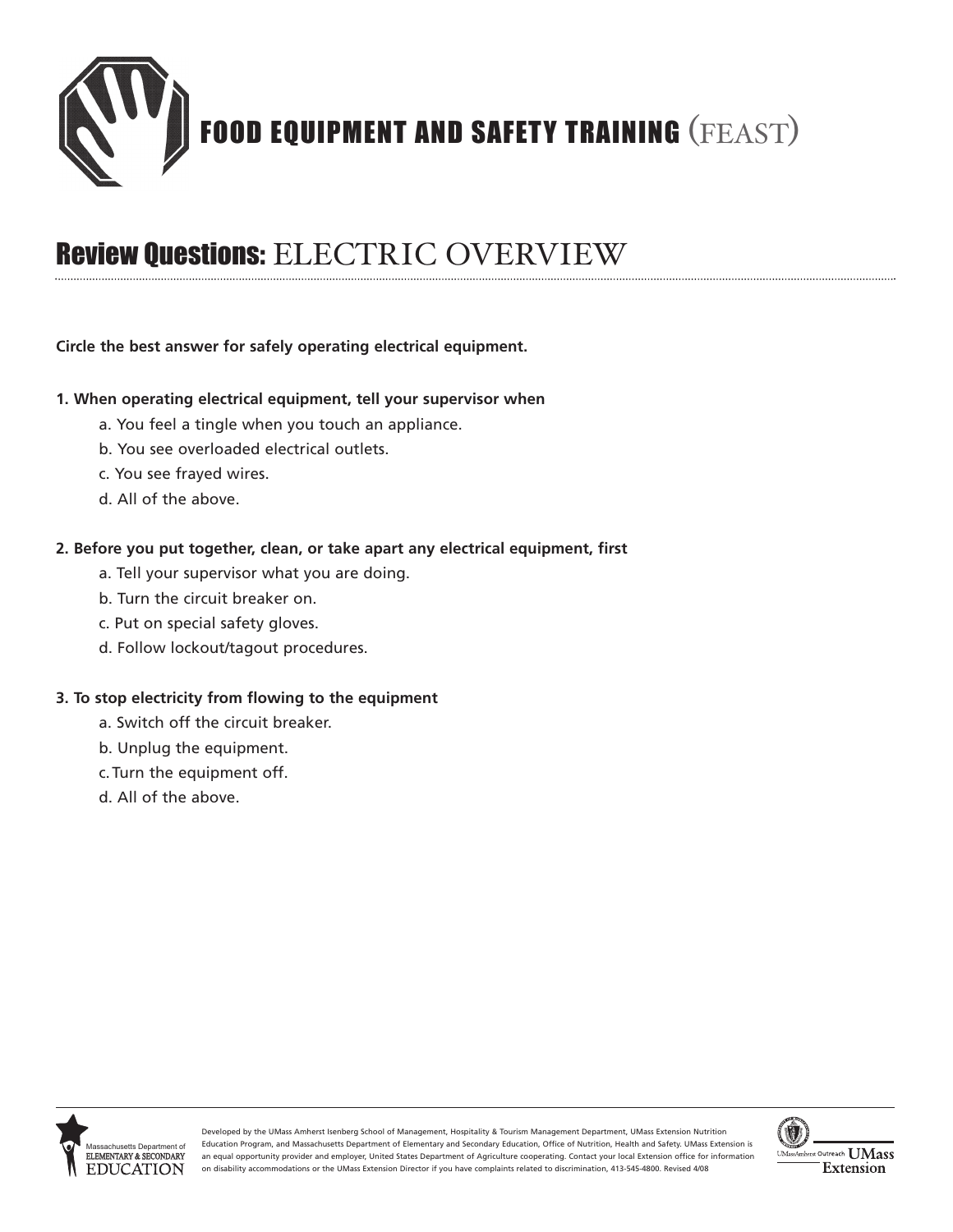# FOOD EQUIPMENT AND SAFETY TRAINING (FEAST)

## Review Questions: ELECTRIC OVERVIEW

**Circle the best answer for safely operating electrical equipment.**

**1. When operating electrical equipment, tell your supervisor when**

a. You feel a tingle when you touch an appliance.

b. You see overloaded electrical outlets.

c. You see frayed wires.

d. All of the above.

**2. Before you put together, clean, or take apart any electrical equipment, first**

a. Tell your supervisor what you are doing.

b. Turn the circuit breaker on.

c. Put on special safety gloves.

d. Follow lockout/tagout procedures.

**3. To stop electricity from flowing to the equipment**

a. Switch off the circuit breaker.

b. Unplug the equipment.

c. Turn the equipment off.

d. All of the above.

Massachusetts Department of ELEMENTARY & SECONDARY EDUCATION

Developed by the UMass Amherst Isenberg School of Management, Hospitality & Tourism Management Department, UMass Extension Nutrition Education Program, and Massachusetts Department of Elementary and Secondary Education, Office of Nutrition, Health and Safety. UMass Extension is an equal opportunity provider and employer, United States Department of Agriculture cooperating. Contact your local Extension office for information on disability accommodations or the UMass Extension Director if you have complaints related to discrimination, 413-545-4800. Revised 4/08

UMassAmherst Outreach UMass Extension